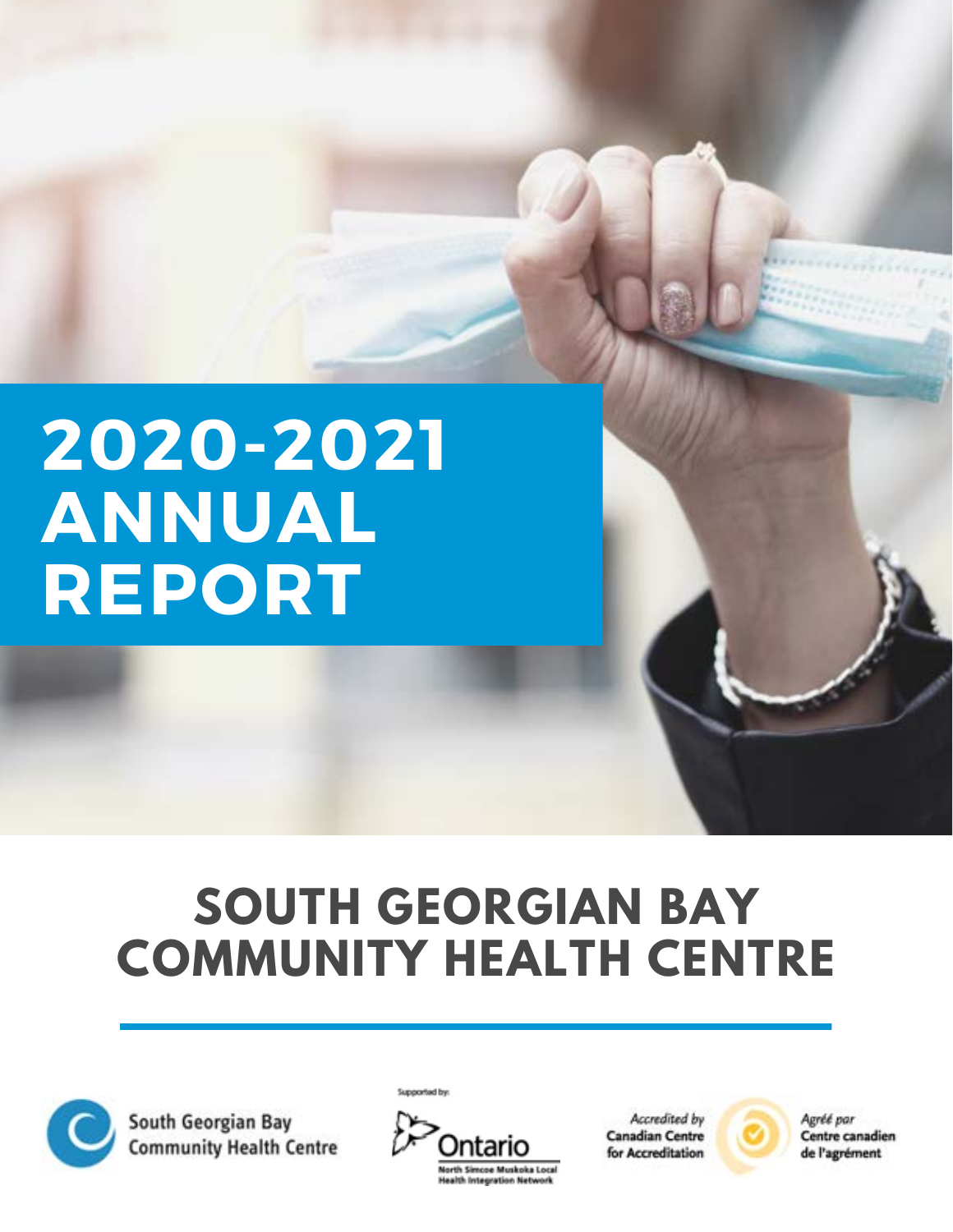# 2020-2021 ANNUAL REPORT

# SOUTH GEORGIAN BAY COMMUNITY HEALTH CENTRE

South Georgian Bay Community Health Centre

Supported by: Ontario North Simcoe Muskoka Local Health Integration Network

*Accredited by* Canadian Centre for Accreditation

*Agréé par* Centre canadien de l'agrément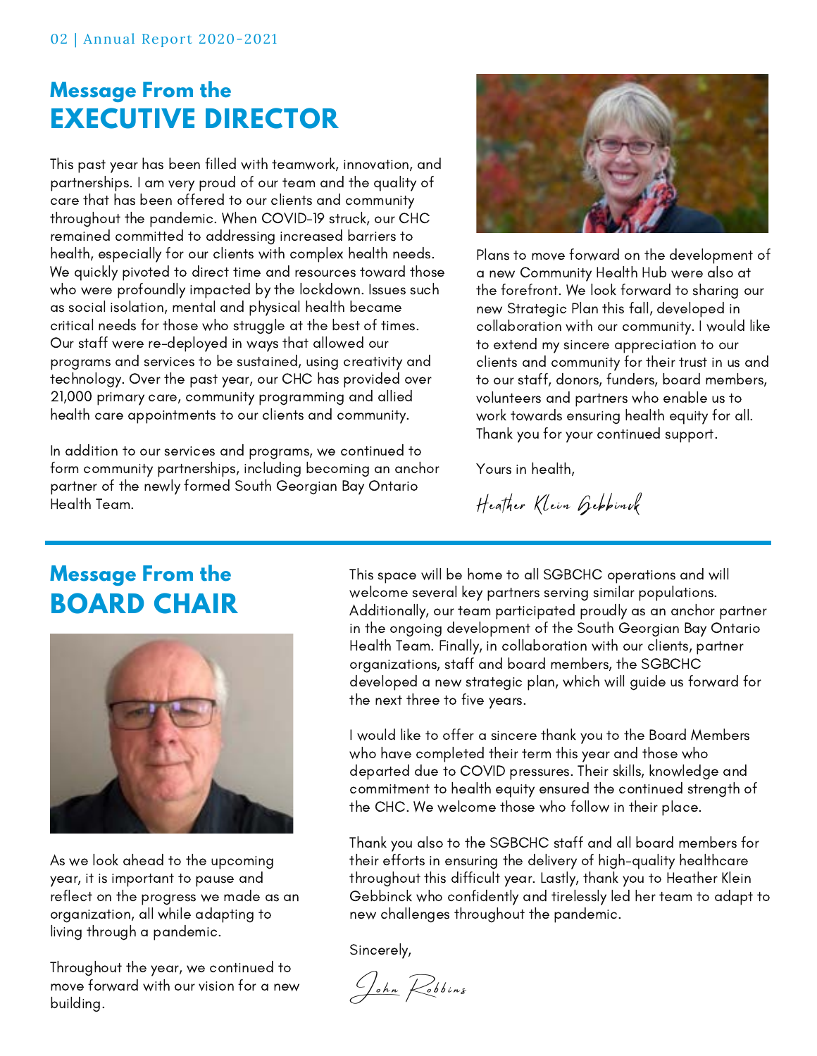## Message From the EXECUTIVE DIRECTOR

This past year has been filled with teamwork, innovation, and partnerships. I am very proud of our team and the quality of care that has been offered to our clients and community throughout the pandemic. When COVID-19 struck, our CHC remained committed to addressing increased barriers to health, especially for our clients with complex health needs. We quickly pivoted to direct time and resources toward those who were profoundly impacted by the lockdown. Issues such as social isolation, mental and physical health became critical needs for those who struggle at the best of times. Our staff were re-deployed in ways that allowed our programs and services to be sustained, using creativity and technology. Over the past year, our CHC has provided over 21,000 primary care, community programming and allied health care appointments to our clients and community.

In addition to our services and programs, we continued to form community partnerships, including becoming an anchor partner of the newly formed South Georgian Bay Ontario Health Team.

Plans to move forward on the development of a new Community Health Hub were also at the forefront. We look forward to sharing our new Strategic Plan this fall, developed in collaboration with our community. I would like to extend my sincere appreciation to our clients and community for their trust in us and to our staff, donors, funders, board members, volunteers and partners who enable us to work towards ensuring health equity for all. Thank you for your continued support.

Yours in health,

*Heather Klein Gebbinck*

## Message From the BOARD CHAIR

As we look ahead to the upcoming year, it is important to pause and reflect on the progress we made as an organization, all while adapting to living through a pandemic.

Throughout the year, we continued to move forward with our vision for a new building. This space will be home to all SGBCHC operations and will welcome several key partners serving similar populations. Additionally, our team participated proudly as an anchor partner in the ongoing development of the South Georgian Bay Ontario Health Team. Finally, in collaboration with our clients, partner organizations, staff and board members, the SGBCHC developed a new strategic plan, which will guide us forward for the next three to five years.

I would like to offer a sincere thank you to the Board Members who have completed their term this year and those who departed due to COVID pressures. Their skills, knowledge and commitment to health equity ensured the continued strength of the CHC. We welcome those who follow in their place.

Thank you also to the SGBCHC staff and all board members for their efforts in ensuring the delivery of high-quality healthcare throughout this difficult year. Lastly, thank you to Heather Klein Gebbinck who confidently and tirelessly led her team to adapt to new challenges throughout the pandemic.

Sincerely,

*John Robbins*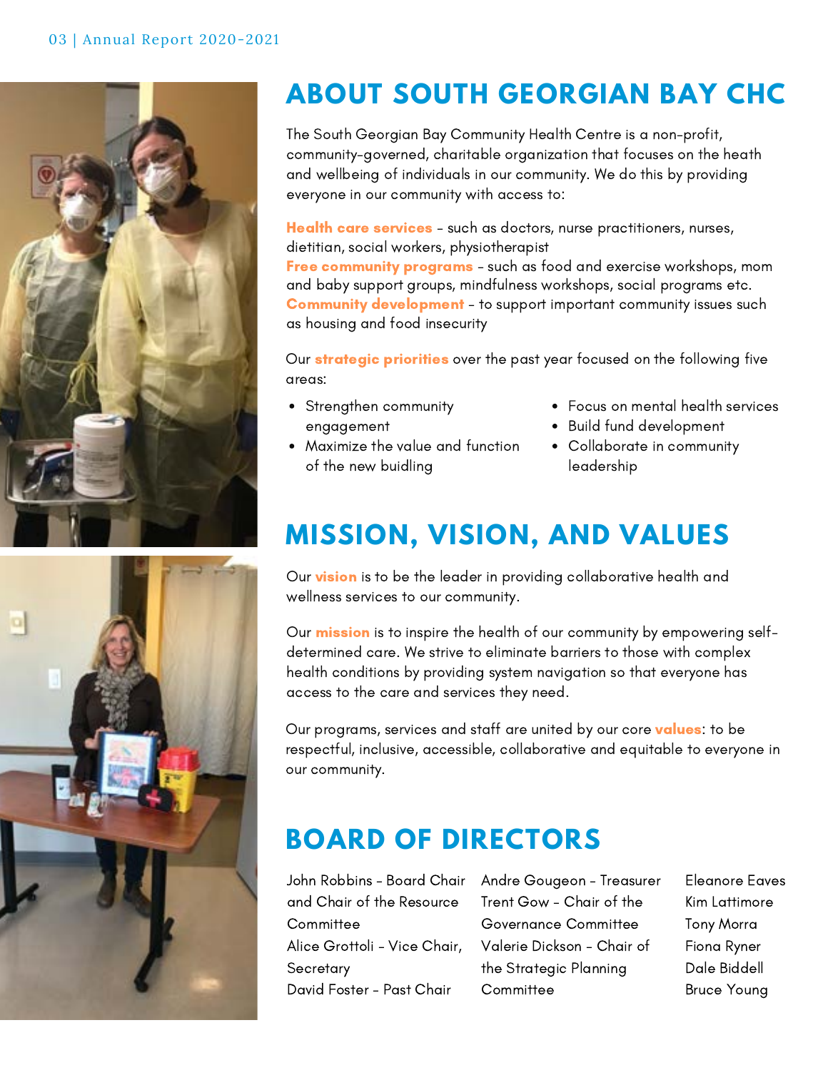# ABOUT SOUTH GEORGIAN BAY CHC

The South Georgian Bay Community Health Centre is a non-profit, community-governed, charitable organization that focuses on the heath and wellbeing of individuals in our community. We do this by providing everyone in our community with access to:

**Health care services** - such as doctors, nurse practitioners, nurses, dietitian, social workers, physiotherapist
**Free community programs** - such as food and exercise workshops, mom and baby support groups, mindfulness workshops, social programs etc.
**Community development** - to support important community issues such as housing and food insecurity

Our **strategic priorities** over the past year focused on the following five areas:

- Strengthen community engagement
- Maximize the value and function of the new buidling
- Focus on mental health services
- Build fund development
- Collaborate in community leadership

# MISSION, VISION, AND VALUES

Our **vision** is to be the leader in providing collaborative health and wellness services to our community.

Our **mission** is to inspire the health of our community by empowering self-determined care. We strive to eliminate barriers to those with complex health conditions by providing system navigation so that everyone has access to the care and services they need.

Our programs, services and staff are united by our core **values**: to be respectful, inclusive, accessible, collaborative and equitable to everyone in our community.

# BOARD OF DIRECTORS

John Robbins - Board Chair and Chair of the Resource Committee
Alice Grottoli - Vice Chair, Secretary
David Foster - Past Chair
Andre Gougeon - Treasurer
Trent Gow - Chair of the Governance Committee
Valerie Dickson - Chair of the Strategic Planning Committee
Eleanore Eaves
Kim Lattimore
Tony Morra
Fiona Ryner
Dale Biddell
Bruce Young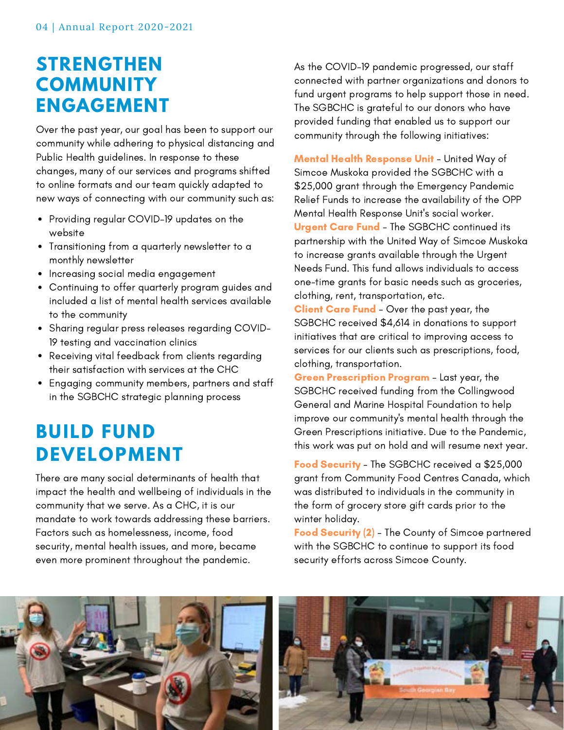# STRENGTHEN COMMUNITY ENGAGEMENT

Over the past year, our goal has been to support our community while adhering to physical distancing and Public Health guidelines. In response to these changes, many of our services and programs shifted to online formats and our team quickly adapted to new ways of connecting with our community such as:

- Providing regular COVID-19 updates on the website
- Transitioning from a quarterly newsletter to a monthly newsletter
- Increasing social media engagement
- Continuing to offer quarterly program guides and included a list of mental health services available to the community
- Sharing regular press releases regarding COVID-19 testing and vaccination clinics
- Receiving vital feedback from clients regarding their satisfaction with services at the CHC
- Engaging community members, partners and staff in the SGBCHC strategic planning process

# BUILD FUND DEVELOPMENT

There are many social determinants of health that impact the health and wellbeing of individuals in the community that we serve. As a CHC, it is our mandate to work towards addressing these barriers. Factors such as homelessness, income, food security, mental health issues, and more, became even more prominent throughout the pandemic.

As the COVID-19 pandemic progressed, our staff connected with partner organizations and donors to fund urgent programs to help support those in need. The SGBCHC is grateful to our donors who have provided funding that enabled us to support our community through the following initiatives:

**Mental Health Response Unit** - United Way of Simcoe Muskoka provided the SGBCHC with a $25,000 grant through the Emergency Pandemic Relief Funds to increase the availability of the OPP Mental Health Response Unit's social worker.

**Urgent Care Fund** - The SGBCHC continued its partnership with the United Way of Simcoe Muskoka to increase grants available through the Urgent Needs Fund. This fund allows individuals to access one-time grants for basic needs such as groceries, clothing, rent, transportation, etc.

**Client Care Fund** - Over the past year, the SGBCHC received $4,614 in donations to support initiatives that are critical to improving access to services for our clients such as prescriptions, food, clothing, transportation.

**Green Prescription Program** - Last year, the SGBCHC received funding from the Collingwood General and Marine Hospital Foundation to help improve our community's mental health through the Green Prescriptions initiative. Due to the Pandemic, this work was put on hold and will resume next year.

**Food Security** - The SGBCHC received a $25,000 grant from Community Food Centres Canada, which was distributed to individuals in the community in the form of grocery store gift cards prior to the winter holiday.

**Food Security (2)** - The County of Simcoe partnered with the SGBCHC to continue to support its food security efforts across Simcoe County.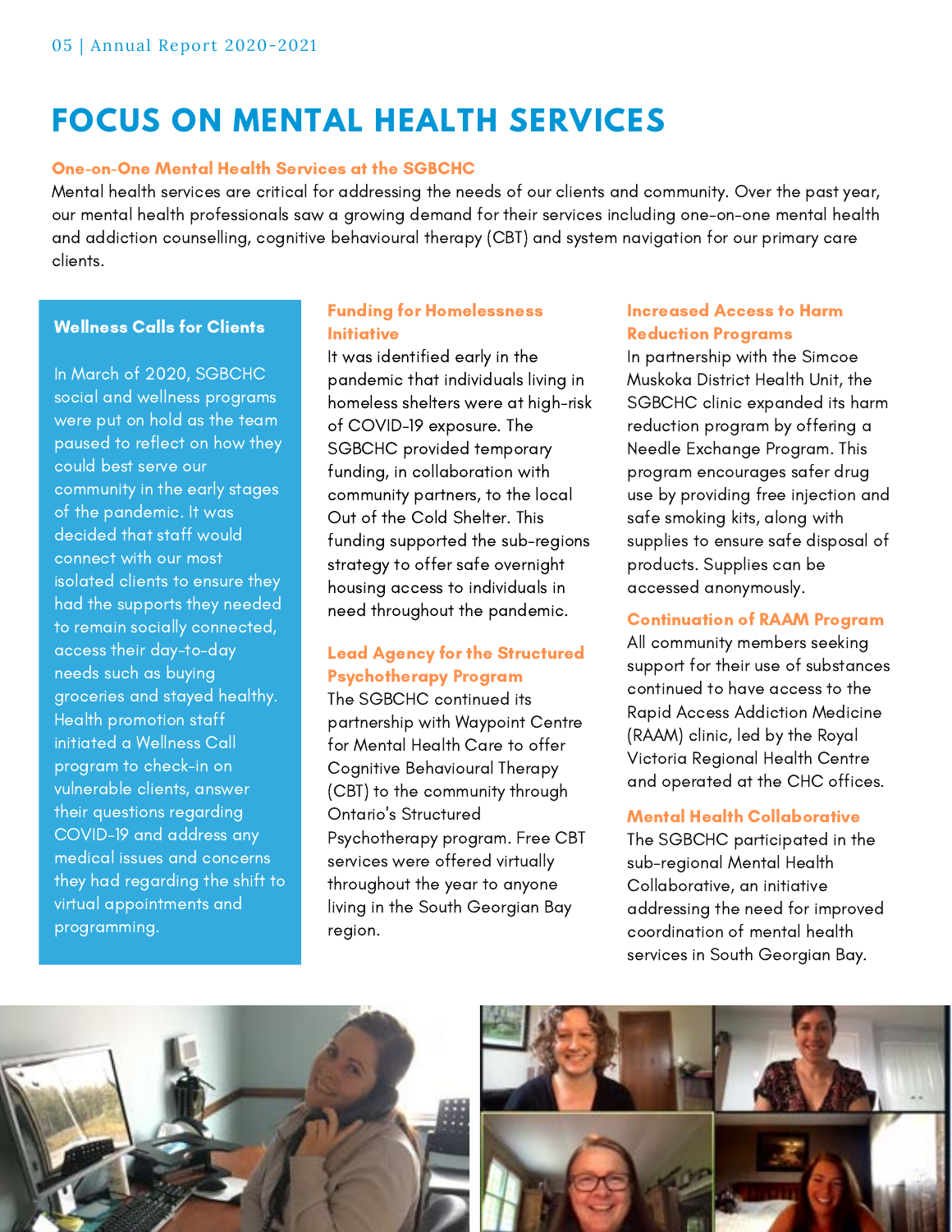# FOCUS ON MENTAL HEALTH SERVICES

## One-on-One Mental Health Services at the SGBCHC

Mental health services are critical for addressing the needs of our clients and community. Over the past year, our mental health professionals saw a growing demand for their services including one-on-one mental health and addiction counselling, cognitive behavioural therapy (CBT) and system navigation for our primary care clients.

### Wellness Calls for Clients

In March of 2020, SGBCHC social and wellness programs were put on hold as the team paused to reflect on how they could best serve our community in the early stages of the pandemic. It was decided that staff would connect with our most isolated clients to ensure they had the supports they needed to remain socially connected, access their day-to-day needs such as buying groceries and stayed healthy. Health promotion staff initiated a Wellness Call program to check-in on vulnerable clients, answer their questions regarding COVID-19 and address any medical issues and concerns they had regarding the shift to virtual appointments and programming.

### Funding for Homelessness Initiative

It was identified early in the pandemic that individuals living in homeless shelters were at high-risk of COVID-19 exposure. The SGBCHC provided temporary funding, in collaboration with community partners, to the local Out of the Cold Shelter. This funding supported the sub-regions strategy to offer safe overnight housing access to individuals in need throughout the pandemic.

### Lead Agency for the Structured Psychotherapy Program

The SGBCHC continued its partnership with Waypoint Centre for Mental Health Care to offer Cognitive Behavioural Therapy (CBT) to the community through Ontario's Structured Psychotherapy program. Free CBT services were offered virtually throughout the year to anyone living in the South Georgian Bay region.

### Increased Access to Harm Reduction Programs

In partnership with the Simcoe Muskoka District Health Unit, the SGBCHC clinic expanded its harm reduction program by offering a Needle Exchange Program. This program encourages safer drug use by providing free injection and safe smoking kits, along with supplies to ensure safe disposal of products. Supplies can be accessed anonymously.

### Continuation of RAAM Program

All community members seeking support for their use of substances continued to have access to the Rapid Access Addiction Medicine (RAAM) clinic, led by the Royal Victoria Regional Health Centre and operated at the CHC offices.

### Mental Health Collaborative

The SGBCHC participated in the sub-regional Mental Health Collaborative, an initiative addressing the need for improved coordination of mental health services in South Georgian Bay.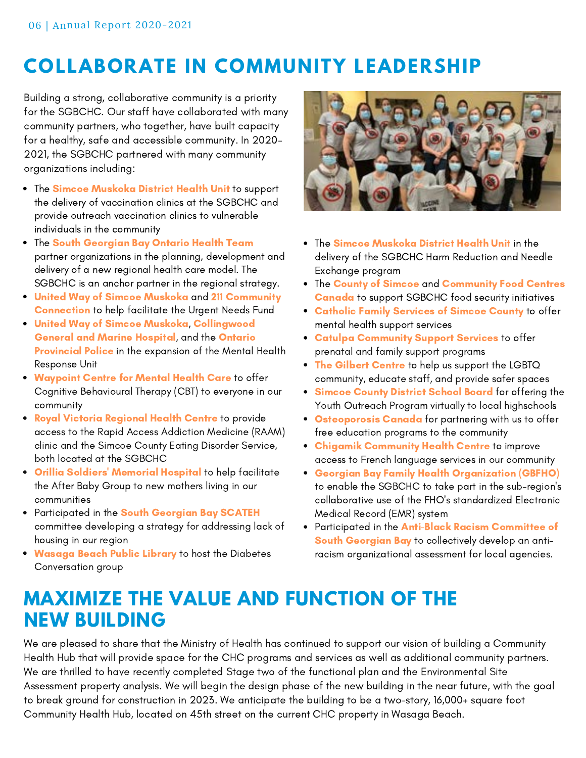# COLLABORATE IN COMMUNITY LEADERSHIP

Building a strong, collaborative community is a priority for the SGBCHC. Our staff have collaborated with many community partners, who together, have built capacity for a healthy, safe and accessible community. In 2020-2021, the SGBCHC partnered with many community organizations including:

- The **Simcoe Muskoka District Health Unit** to support the delivery of vaccination clinics at the SGBCHC and provide outreach vaccination clinics to vulnerable individuals in the community
- The **South Georgian Bay Ontario Health Team** partner organizations in the planning, development and delivery of a new regional health care model. The SGBCHC is an anchor partner in the regional strategy.
- **United Way of Simcoe Muskoka** and **211 Community Connection** to help facilitate the Urgent Needs Fund
- **United Way of Simcoe Muskoka**, **Collingwood General and Marine Hospital**, and the **Ontario Provincial Police** in the expansion of the Mental Health Response Unit
- **Waypoint Centre for Mental Health Care** to offer Cognitive Behavioural Therapy (CBT) to everyone in our community
- **Royal Victoria Regional Health Centre** to provide access to the Rapid Access Addiction Medicine (RAAM) clinic and the Simcoe County Eating Disorder Service, both located at the SGBCHC
- **Orillia Soldiers' Memorial Hospital** to help facilitate the After Baby Group to new mothers living in our communities
- Participated in the **South Georgian Bay SCATEH** committee developing a strategy for addressing lack of housing in our region
- **Wasaga Beach Public Library** to host the Diabetes Conversation group
- The **Simcoe Muskoka District Health Unit** in the delivery of the SGBCHC Harm Reduction and Needle Exchange program
- The **County of Simcoe** and **Community Food Centres Canada** to support SGBCHC food security initiatives
- **Catholic Family Services of Simcoe County** to offer mental health support services
- **Catulpa Community Support Services** to offer prenatal and family support programs
- **The Gilbert Centre** to help us support the LGBTQ community, educate staff, and provide safer spaces
- **Simcoe County District School Board** for offering the Youth Outreach Program virtually to local highschools
- **Osteoporosis Canada** for partnering with us to offer free education programs to the community
- **Chigamik Community Health Centre** to improve access to French language services in our community
- **Georgian Bay Family Health Organization (GBFHO)** to enable the SGBCHC to take part in the sub-region's collaborative use of the FHO's standardized Electronic Medical Record (EMR) system
- Participated in the **Anti-Black Racism Committee of South Georgian Bay** to collectively develop an anti-racism organizational assessment for local agencies.

# MAXIMIZE THE VALUE AND FUNCTION OF THE NEW BUILDING

We are pleased to share that the Ministry of Health has continued to support our vision of building a Community Health Hub that will provide space for the CHC programs and services as well as additional community partners. We are thrilled to have recently completed Stage two of the functional plan and the Environmental Site Assessment property analysis. We will begin the design phase of the new building in the near future, with the goal to break ground for construction in 2023. We anticipate the building to be a two-story, 16,000+ square foot Community Health Hub, located on 45th street on the current CHC property in Wasaga Beach.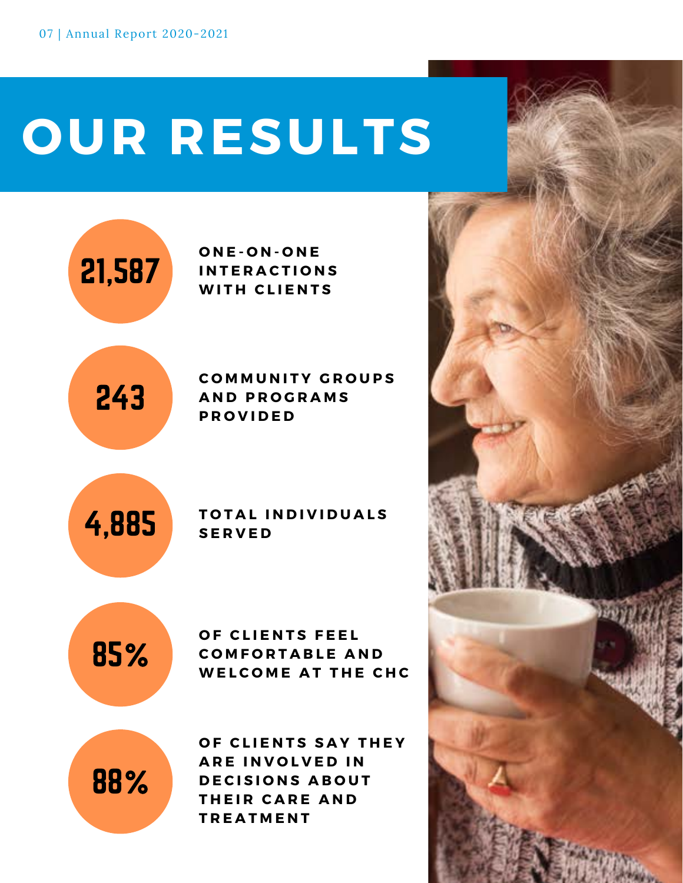# OUR RESULTS

**21,587** ONE-ON-ONE INTERACTIONS WITH CLIENTS

**243** COMMUNITY GROUPS AND PROGRAMS PROVIDED

**4,885** TOTAL INDIVIDUALS SERVED

**85%** OF CLIENTS FEEL COMFORTABLE AND WELCOME AT THE CHC

**88%** OF CLIENTS SAY THEY ARE INVOLVED IN DECISIONS ABOUT THEIR CARE AND TREATMENT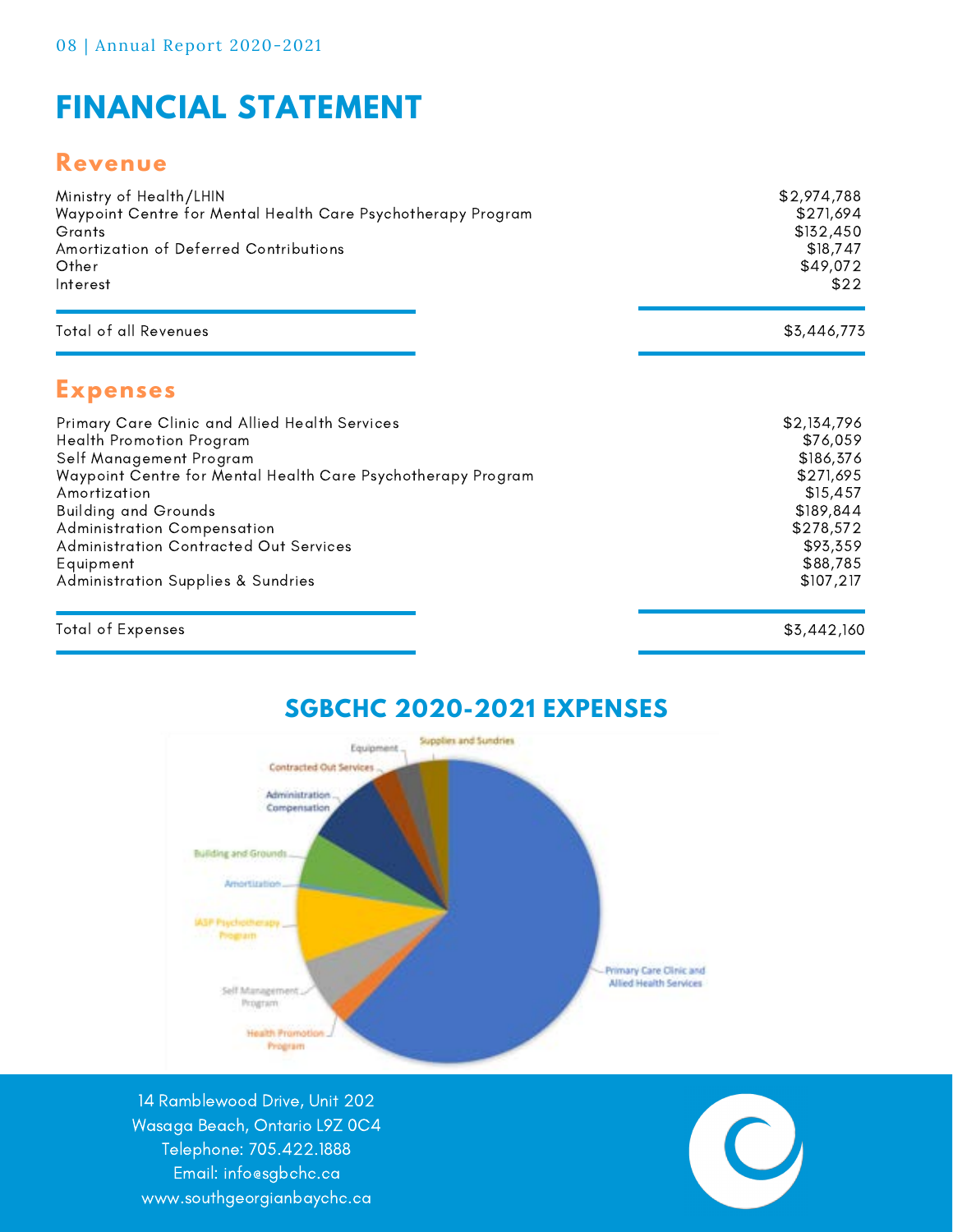# FINANCIAL STATEMENT

## Revenue

| | |
|---|---|
| Ministry of Health/LHIN | $2,974,788 |
| Waypoint Centre for Mental Health Care Psychotherapy Program | $271,694 |
| Grants | $132,450 |
| Amortization of Deferred Contributions | $18,747 |
| Other | $49,072 |
| Interest | $22 |
| Total of all Revenues | $3,446,773 |

## Expenses

| | |
|---|---|
| Primary Care Clinic and Allied Health Services | $2,134,796 |
| Health Promotion Program | $76,059 |
| Self Management Program | $186,376 |
| Waypoint Centre for Mental Health Care Psychotherapy Program | $271,695 |
| Amortization | $15,457 |
| Building and Grounds | $189,844 |
| Administration Compensation | $278,572 |
| Administration Contracted Out Services | $93,359 |
| Equipment | $88,785 |
| Administration Supplies & Sundries | $107,217 |
| Total of Expenses | $3,442,160 |

## SGBCHC 2020-2021 EXPENSES

Equipment
Supplies and Sundries
Contracted Out Services
Administration Compensation
Building and Grounds
Amortization
IASP Psychotherapy Program
Self Management Program
Health Promotion Program
Primary Care Clinic and Allied Health Services

14 Ramblewood Drive, Unit 202
Wasaga Beach, Ontario L9Z 0C4
Telephone: 705.422.1888
Email: info@sgbchc.ca
www.southgeorgianbaychc.ca